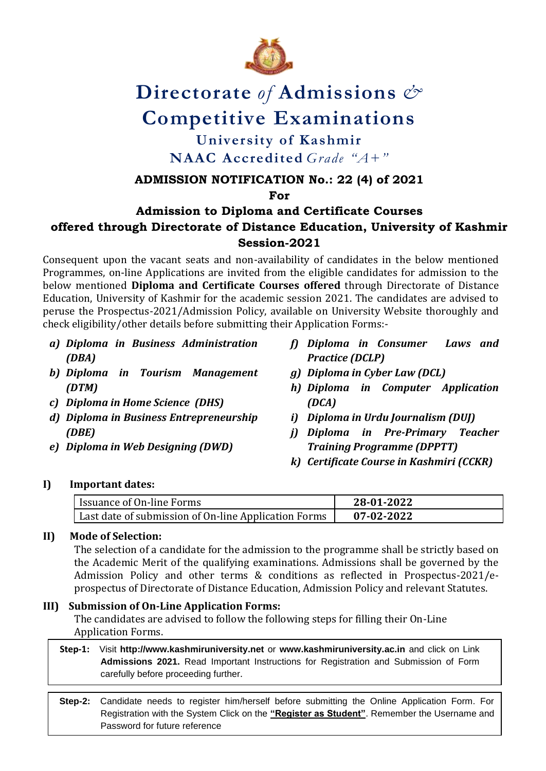# Directorate *of* Admissions & Competitive Examinations

## University of Kashmir

## NAAC Accredited *Grade "A+"*

### ADMISSION NOTIFICATION No.: 22 (4) of 2021

**For**

### Admission to Diploma and Certificate Courses offered through Directorate of Distance Education, University of Kashmir Session-2021

Consequent upon the vacant seats and non-availability of candidates in the below mentioned Programmes, on-line Applications are invited from the eligible candidates for admission to the below mentioned **Diploma and Certificate Courses offered** through Directorate of Distance Education, University of Kashmir for the academic session 2021. The candidates are advised to peruse the Prospectus-2021/Admission Policy, available on University Website thoroughly and check eligibility/other details before submitting their Application Forms:-

- ***a) Diploma in Business Administration (DBA)***
- ***b) Diploma in Tourism Management (DTM)***
- ***c) Diploma in Home Science (DHS)***
- ***d) Diploma in Business Entrepreneurship (DBE)***
- ***e) Diploma in Web Designing (DWD)***
- ***f) Diploma in Consumer Laws and Practice (DCLP)***
- ***g) Diploma in Cyber Law (DCL)***
- ***h) Diploma in Computer Application (DCA)***
- ***i) Diploma in Urdu Journalism (DUJ)***
- ***j) Diploma in Pre-Primary Teacher Training Programme (DPPTT)***
- ***k) Certificate Course in Kashmiri (CCKR)***

**I) Important dates:**

| Issuance of On-line Forms | **28-01-2022** |
|---|---|
| Last date of submission of On-line Application Forms | **07-02-2022** |

**II) Mode of Selection:**

The selection of a candidate for the admission to the programme shall be strictly based on the Academic Merit of the qualifying examinations. Admissions shall be governed by the Admission Policy and other terms & conditions as reflected in Prospectus-2021/e-prospectus of Directorate of Distance Education, Admission Policy and relevant Statutes.

**III) Submission of On-Line Application Forms:**

The candidates are advised to follow the following steps for filling their On-Line Application Forms.

**Step-1:** Visit **http://www.kashmiruniversity.net** or **www.kashmiruniversity.ac.in** and click on Link **Admissions 2021.** Read Important Instructions for Registration and Submission of Form carefully before proceeding further.

**Step-2:** Candidate needs to register him/herself before submitting the Online Application Form. For Registration with the System Click on the **"Register as Student"**. Remember the Username and Password for future reference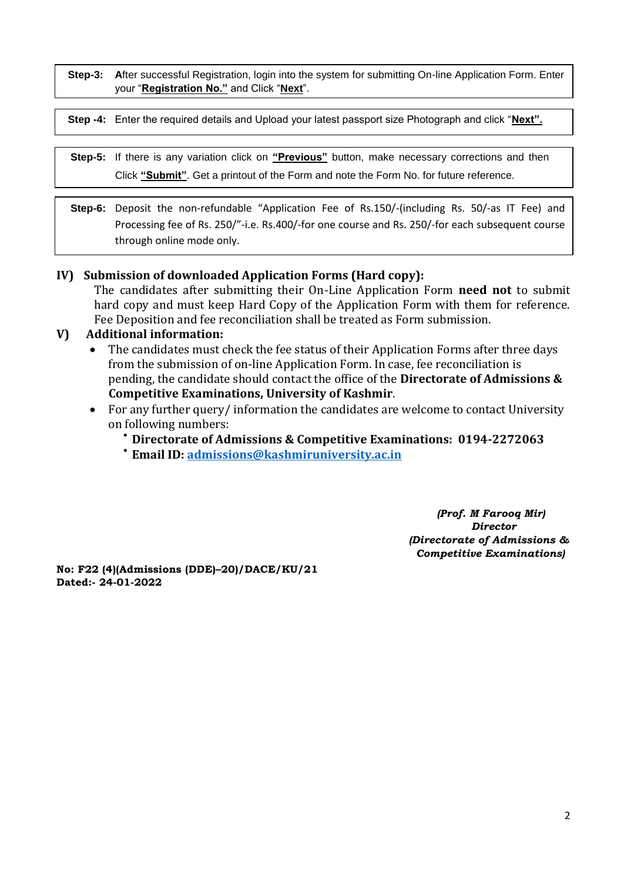| | |
|---|---|
| **Step-3:** | **A**fter successful Registration, login into the system for submitting On-line Application Form. Enter your "**Registration No."** and Click "**Next**". |

| | |
|---|---|
| **Step -4:** | Enter the required details and Upload your latest passport size Photograph and click "**Next".** |

| | |
|---|---|
| **Step-5:** | If there is any variation click on **"Previous"** button, make necessary corrections and then Click **"Submit"**. Get a printout of the Form and note the Form No. for future reference. |

| | |
|---|---|
| **Step-6:** | Deposit the non-refundable "Application Fee of Rs.150/-(including Rs. 50/-as IT Fee) and Processing fee of Rs. 250/"-i.e. Rs.400/-for one course and Rs. 250/-for each subsequent course through online mode only. |

## IV) Submission of downloaded Application Forms (Hard copy):

The candidates after submitting their On-Line Application Form **need not** to submit hard copy and must keep Hard Copy of the Application Form with them for reference. Fee Deposition and fee reconciliation shall be treated as Form submission.

## V) Additional information:

- The candidates must check the fee status of their Application Forms after three days from the submission of on-line Application Form. In case, fee reconciliation is pending, the candidate should contact the office of the **Directorate of Admissions & Competitive Examinations, University of Kashmir**.
- For any further query/ information the candidates are welcome to contact University on following numbers:
  - **Directorate of Admissions & Competitive Examinations: 0194-2272063**
  - **Email ID: admissions@kashmiruniversity.ac.in**

***(Prof. M Farooq Mir)***
***Director***
***(Directorate of Admissions & Competitive Examinations)***

**No: F22 (4)(Admissions (DDE)–20)/DACE/KU/21**
**Dated:- 24-01-2022**